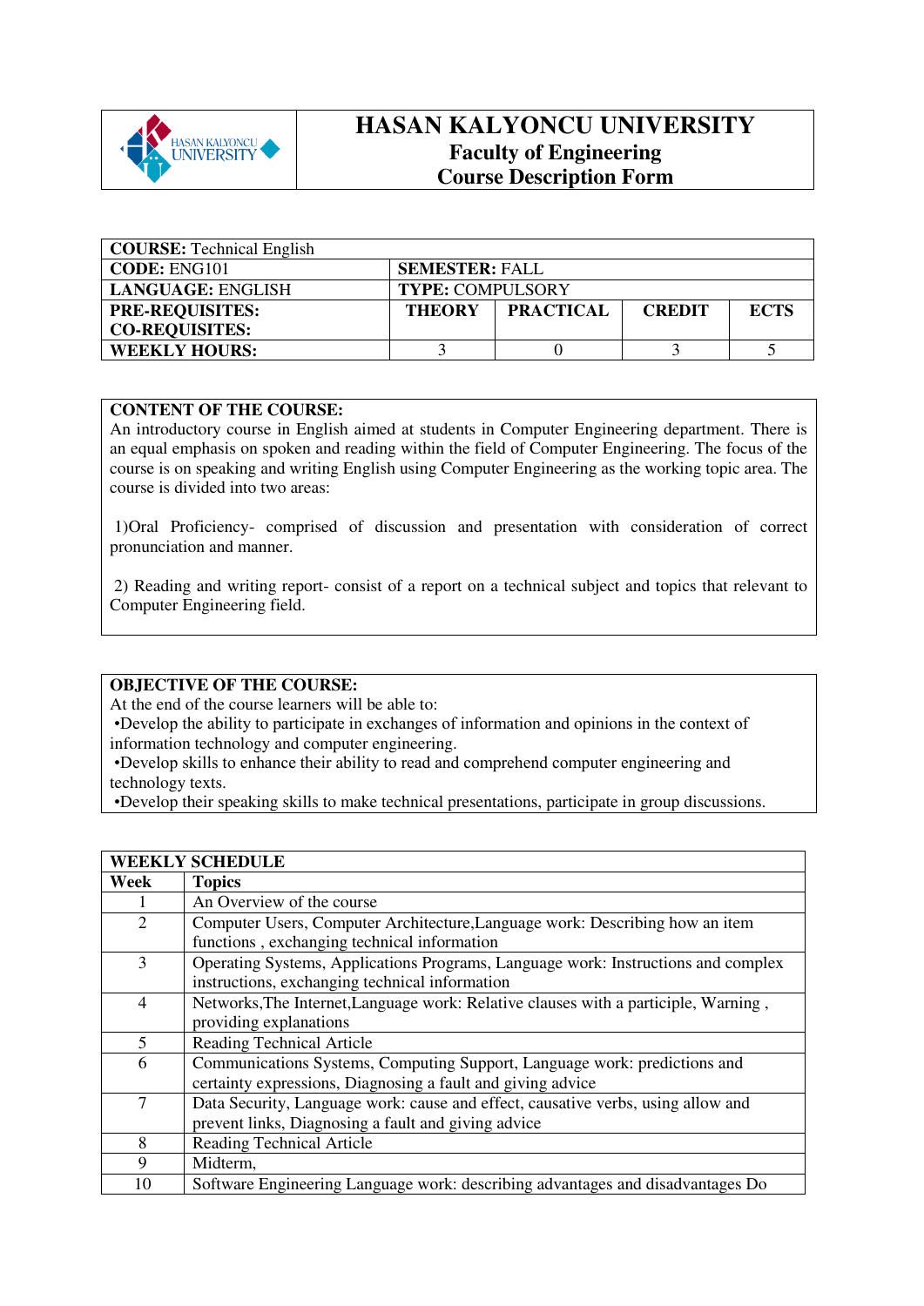# HASAN KALYONCU UNIVERSITY

## Faculty of Engineering

## Course Description Form

| **COURSE:** Technical English | | | | |
|---|---|---|---|---|
| **CODE:** ENG101 | **SEMESTER:** FALL | | | |
| **LANGUAGE:** ENGLISH | **TYPE:** COMPULSORY | | | |
| **PRE-REQUISITES:**<br>**CO-REQUISITES:** | **THEORY** | **PRACTICAL** | **CREDIT** | **ECTS** |
| **WEEKLY HOURS:** | 3 | 0 | 3 | 5 |

**CONTENT OF THE COURSE:**

An introductory course in English aimed at students in Computer Engineering department. There is an equal emphasis on spoken and reading within the field of Computer Engineering. The focus of the course is on speaking and writing English using Computer Engineering as the working topic area. The course is divided into two areas:

1)Oral Proficiency- comprised of discussion and presentation with consideration of correct pronunciation and manner.

2) Reading and writing report- consist of a report on a technical subject and topics that relevant to Computer Engineering field.

**OBJECTIVE OF THE COURSE:**

At the end of the course learners will be able to:

•Develop the ability to participate in exchanges of information and opinions in the context of information technology and computer engineering.

•Develop skills to enhance their ability to read and comprehend computer engineering and technology texts.

•Develop their speaking skills to make technical presentations, participate in group discussions.

| **WEEKLY SCHEDULE** | |
|---|---|
| **Week** | **Topics** |
| 1 | An Overview of the course |
| 2 | Computer Users, Computer Architecture,Language work: Describing how an item functions , exchanging technical information |
| 3 | Operating Systems, Applications Programs, Language work: Instructions and complex instructions, exchanging technical information |
| 4 | Networks,The Internet,Language work: Relative clauses with a participle, Warning , providing explanations |
| 5 | Reading Technical Article |
| 6 | Communications Systems, Computing Support, Language work: predictions and certainty expressions, Diagnosing a fault and giving advice |
| 7 | Data Security, Language work: cause and effect, causative verbs, using allow and prevent links, Diagnosing a fault and giving advice |
| 8 | Reading Technical Article |
| 9 | Midterm, |
| 10 | Software Engineering Language work: describing advantages and disadvantages Do |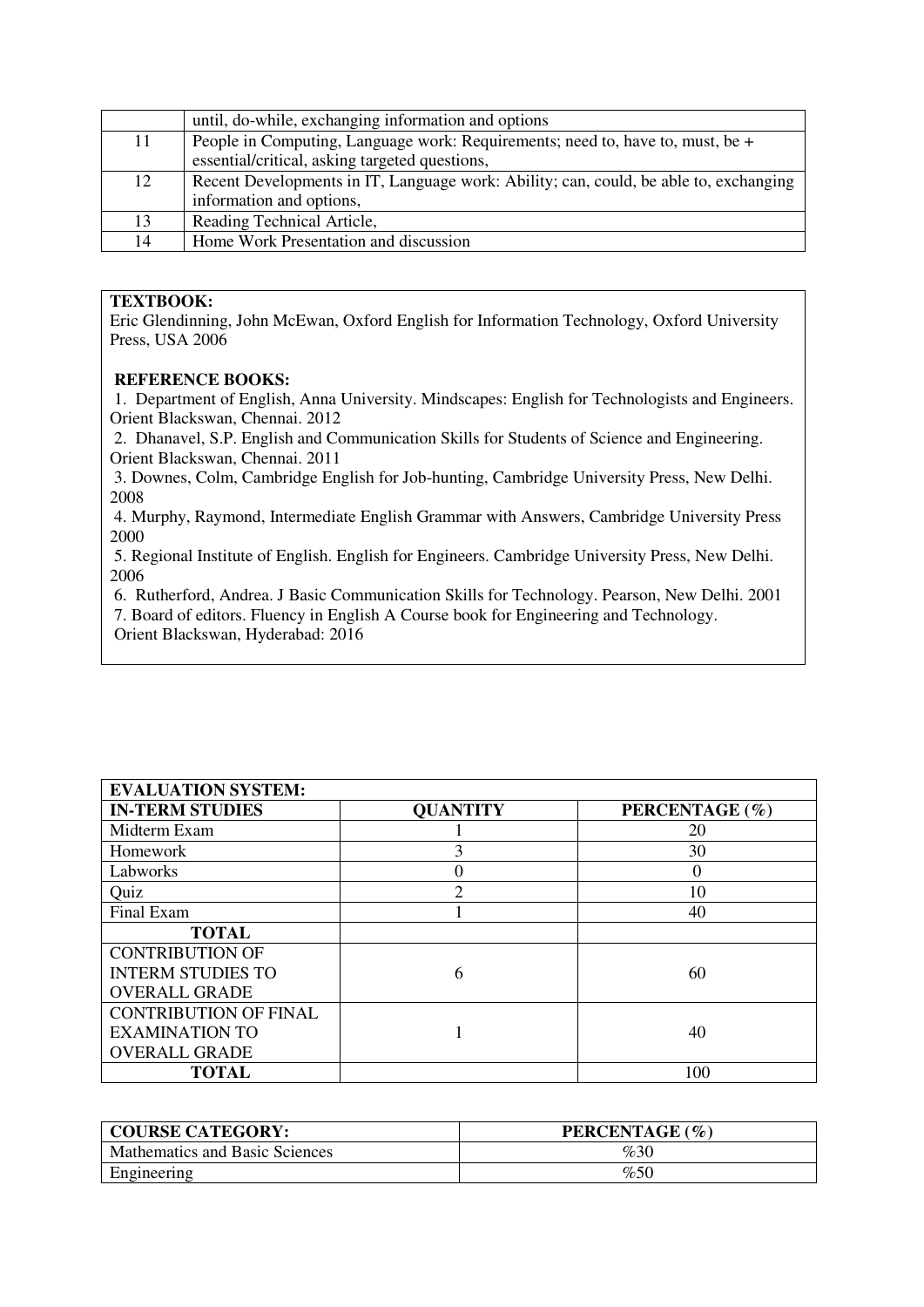|  | until, do-while, exchanging information and options |
|---|---|
| 11 | People in Computing, Language work: Requirements; need to, have to, must, be + essential/critical, asking targeted questions, |
| 12 | Recent Developments in IT, Language work: Ability; can, could, be able to, exchanging information and options, |
| 13 | Reading Technical Article, |
| 14 | Home Work Presentation and discussion |

**TEXTBOOK:**
Eric Glendinning, John McEwan, Oxford English for Information Technology, Oxford University Press, USA 2006

**REFERENCE BOOKS:**
1. Department of English, Anna University. Mindscapes: English for Technologists and Engineers. Orient Blackswan, Chennai. 2012
2. Dhanavel, S.P. English and Communication Skills for Students of Science and Engineering. Orient Blackswan, Chennai. 2011
3. Downes, Colm, Cambridge English for Job-hunting, Cambridge University Press, New Delhi. 2008
4. Murphy, Raymond, Intermediate English Grammar with Answers, Cambridge University Press 2000
5. Regional Institute of English. English for Engineers. Cambridge University Press, New Delhi. 2006
6. Rutherford, Andrea. J Basic Communication Skills for Technology. Pearson, New Delhi. 2001
7. Board of editors. Fluency in English A Course book for Engineering and Technology. Orient Blackswan, Hyderabad: 2016

| **EVALUATION SYSTEM:** | | |
|---|---|---|
| **IN-TERM STUDIES** | **QUANTITY** | **PERCENTAGE (%)** |
| Midterm Exam | 1 | 20 |
| Homework | 3 | 30 |
| Labworks | 0 | 0 |
| Quiz | 2 | 10 |
| Final Exam | 1 | 40 |
| **TOTAL** | | |
| CONTRIBUTION OF INTERM STUDIES TO OVERALL GRADE | 6 | 60 |
| CONTRIBUTION OF FINAL EXAMINATION TO OVERALL GRADE | 1 | 40 |
| **TOTAL** | | 100 |

| **COURSE CATEGORY:** | **PERCENTAGE (%)** |
|---|---|
| Mathematics and Basic Sciences | %30 |
| Engineering | %50 |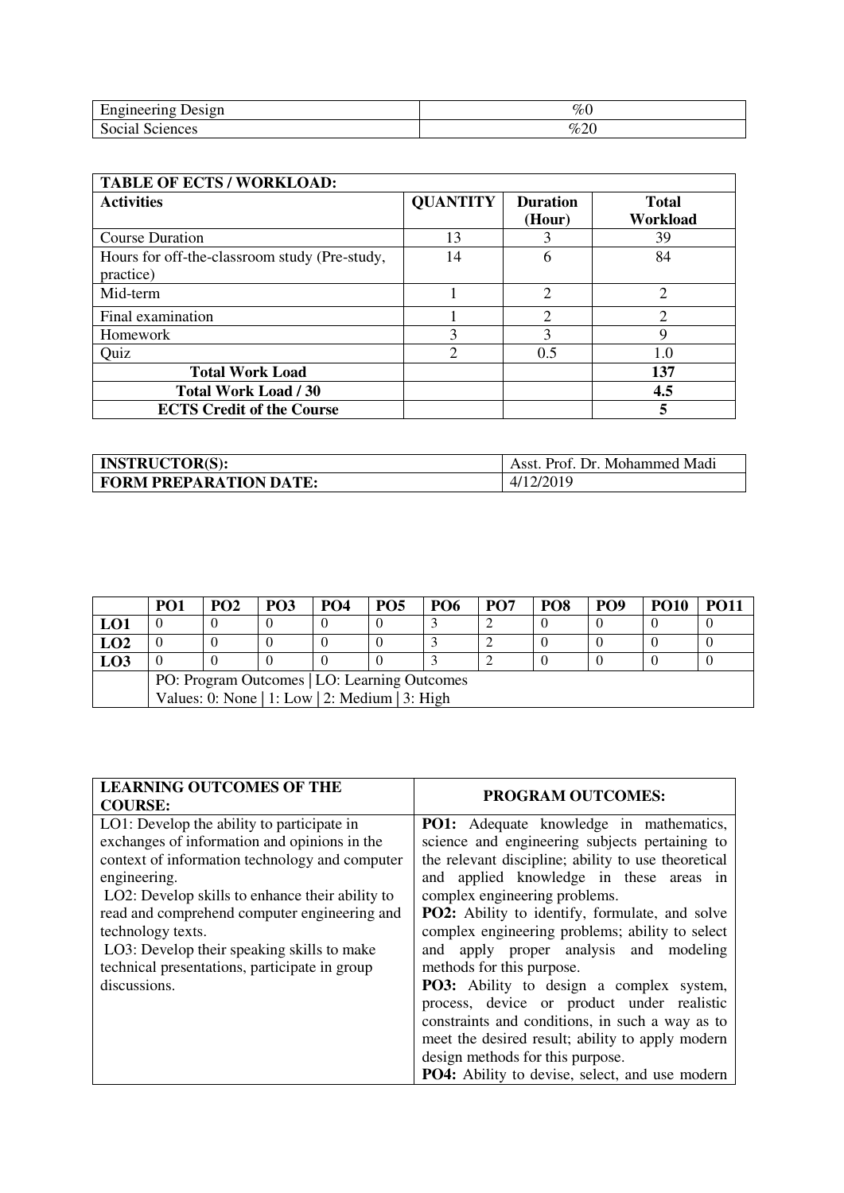| Engineering Design | %0 |
|---|---|
| Social Sciences | %20 |

| TABLE OF ECTS / WORKLOAD: | | | |
|---|---|---|---|
| **Activities** | **QUANTITY** | **Duration (Hour)** | **Total Workload** |
| Course Duration | 13 | 3 | 39 |
| Hours for off-the-classroom study (Pre-study, practice) | 14 | 6 | 84 |
| Mid-term | 1 | 2 | 2 |
| Final examination | 1 | 2 | 2 |
| Homework | 3 | 3 | 9 |
| Quiz | 2 | 0.5 | 1.0 |
| **Total Work Load** | | | **137** |
| **Total Work Load / 30** | | | **4.5** |
| **ECTS Credit of the Course** | | | **5** |

| **INSTRUCTOR(S):** | Asst. Prof. Dr. Mohammed Madi |
|---|---|
| **FORM PREPARATION DATE:** | 4/12/2019 |

| | PO1 | PO2 | PO3 | PO4 | PO5 | PO6 | PO7 | PO8 | PO9 | PO10 | PO11 |
|---|---|---|---|---|---|---|---|---|---|---|---|
| **LO1** | 0 | 0 | 0 | 0 | 0 | 3 | 2 | 0 | 0 | 0 | 0 |
| **LO2** | 0 | 0 | 0 | 0 | 0 | 3 | 2 | 0 | 0 | 0 | 0 |
| **LO3** | 0 | 0 | 0 | 0 | 0 | 3 | 2 | 0 | 0 | 0 | 0 |
| | PO: Program Outcomes \| LO: Learning Outcomes<br>Values: 0: None \| 1: Low \| 2: Medium \| 3: High | | | | | | | | | | |

| LEARNING OUTCOMES OF THE COURSE: | PROGRAM OUTCOMES: |
|---|---|
| LO1: Develop the ability to participate in exchanges of information and opinions in the context of information technology and computer engineering.<br>LO2: Develop skills to enhance their ability to read and comprehend computer engineering and technology texts.<br>LO3: Develop their speaking skills to make technical presentations, participate in group discussions. | **PO1:** Adequate knowledge in mathematics, science and engineering subjects pertaining to the relevant discipline; ability to use theoretical and applied knowledge in these areas in complex engineering problems.<br>**PO2:** Ability to identify, formulate, and solve complex engineering problems; ability to select and apply proper analysis and modeling methods for this purpose.<br>**PO3:** Ability to design a complex system, process, device or product under realistic constraints and conditions, in such a way as to meet the desired result; ability to apply modern design methods for this purpose.<br>**PO4:** Ability to devise, select, and use modern |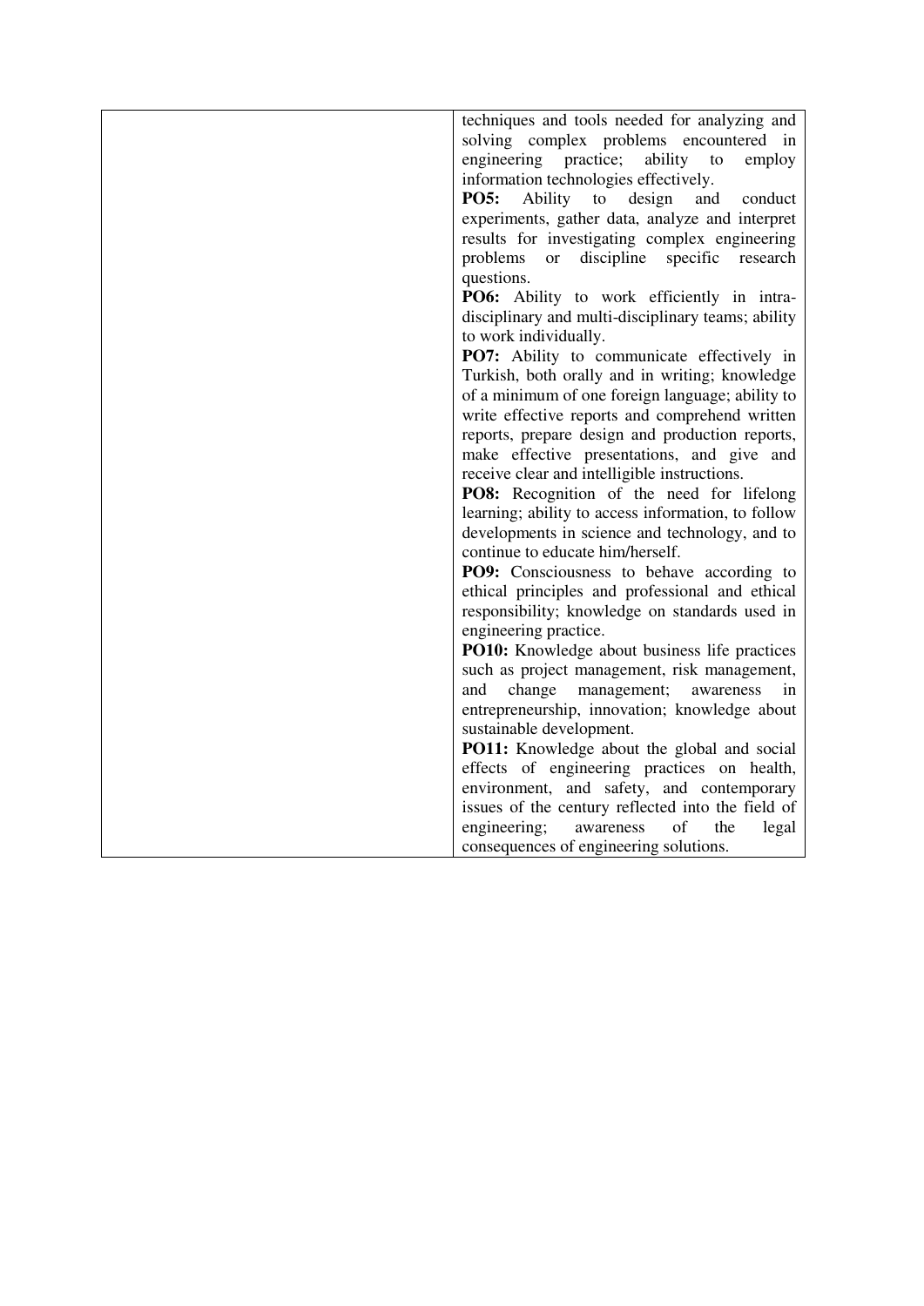| | |
|---|---|
| | techniques and tools needed for analyzing and solving complex problems encountered in engineering practice; ability to employ information technologies effectively.<br>**PO5:** Ability to design and conduct experiments, gather data, analyze and interpret results for investigating complex engineering problems or discipline specific research questions.<br>**PO6:** Ability to work efficiently in intra-disciplinary and multi-disciplinary teams; ability to work individually.<br>**PO7:** Ability to communicate effectively in Turkish, both orally and in writing; knowledge of a minimum of one foreign language; ability to write effective reports and comprehend written reports, prepare design and production reports, make effective presentations, and give and receive clear and intelligible instructions.<br>**PO8:** Recognition of the need for lifelong learning; ability to access information, to follow developments in science and technology, and to continue to educate him/herself.<br>**PO9:** Consciousness to behave according to ethical principles and professional and ethical responsibility; knowledge on standards used in engineering practice.<br>**PO10:** Knowledge about business life practices such as project management, risk management, and change management; awareness in entrepreneurship, innovation; knowledge about sustainable development.<br>**PO11:** Knowledge about the global and social effects of engineering practices on health, environment, and safety, and contemporary issues of the century reflected into the field of engineering; awareness of the legal consequences of engineering solutions. |